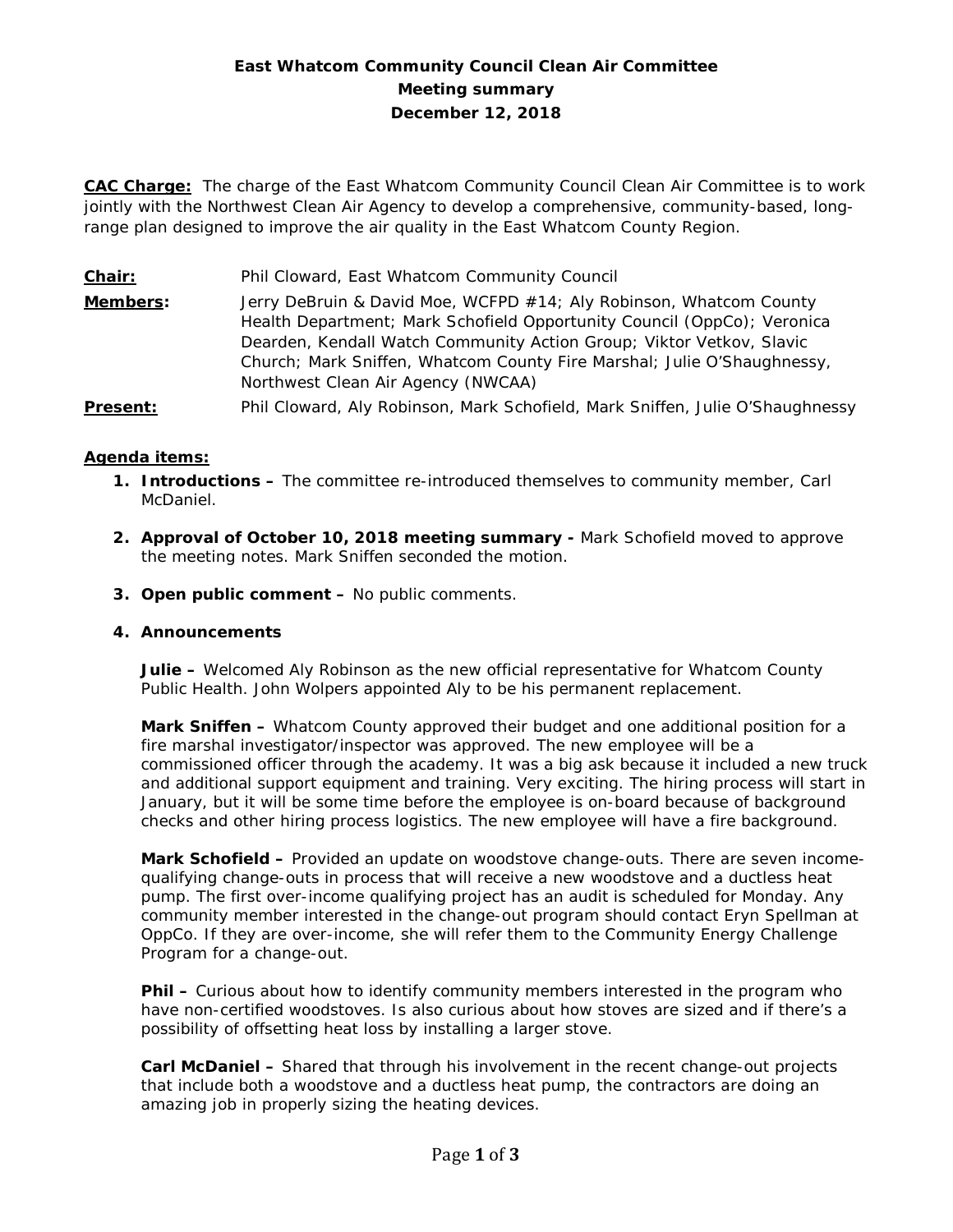**East Whatcom Community Council Clean Air Committee**
**Meeting summary**
**December 12, 2018**

**CAC Charge:** The charge of the East Whatcom Community Council Clean Air Committee is to work jointly with the Northwest Clean Air Agency to develop a comprehensive, community-based, long-range plan designed to improve the air quality in the East Whatcom County Region.

**Chair:** Phil Cloward, East Whatcom Community Council

**Members:** Jerry DeBruin & David Moe, WCFPD #14; Aly Robinson, Whatcom County Health Department; Mark Schofield Opportunity Council (OppCo); Veronica Dearden, Kendall Watch Community Action Group; Viktor Vetkov, Slavic Church; Mark Sniffen, Whatcom County Fire Marshal; Julie O'Shaughnessy, Northwest Clean Air Agency (NWCAA)

**Present:** Phil Cloward, Aly Robinson, Mark Schofield, Mark Sniffen, Julie O'Shaughnessy

**Agenda items:**

1. **Introductions –** The committee re-introduced themselves to community member, Carl McDaniel.

2. **Approval of October 10, 2018 meeting summary -** Mark Schofield moved to approve the meeting notes. Mark Sniffen seconded the motion.

3. **Open public comment –** No public comments.

4. **Announcements**

   **Julie –** Welcomed Aly Robinson as the new official representative for Whatcom County Public Health. John Wolpers appointed Aly to be his permanent replacement.

   **Mark Sniffen –** Whatcom County approved their budget and one additional position for a fire marshal investigator/inspector was approved. The new employee will be a commissioned officer through the academy. It was a big ask because it included a new truck and additional support equipment and training. Very exciting. The hiring process will start in January, but it will be some time before the employee is on-board because of background checks and other hiring process logistics. The new employee will have a fire background.

   **Mark Schofield –** Provided an update on woodstove change-outs. There are seven income-qualifying change-outs in process that will receive a new woodstove and a ductless heat pump. The first over-income qualifying project has an audit is scheduled for Monday. Any community member interested in the change-out program should contact Eryn Spellman at OppCo. If they are over-income, she will refer them to the Community Energy Challenge Program for a change-out.

   **Phil –** Curious about how to identify community members interested in the program who have non-certified woodstoves. Is also curious about how stoves are sized and if there's a possibility of offsetting heat loss by installing a larger stove.

   **Carl McDaniel –** Shared that through his involvement in the recent change-out projects that include both a woodstove and a ductless heat pump, the contractors are doing an amazing job in properly sizing the heating devices.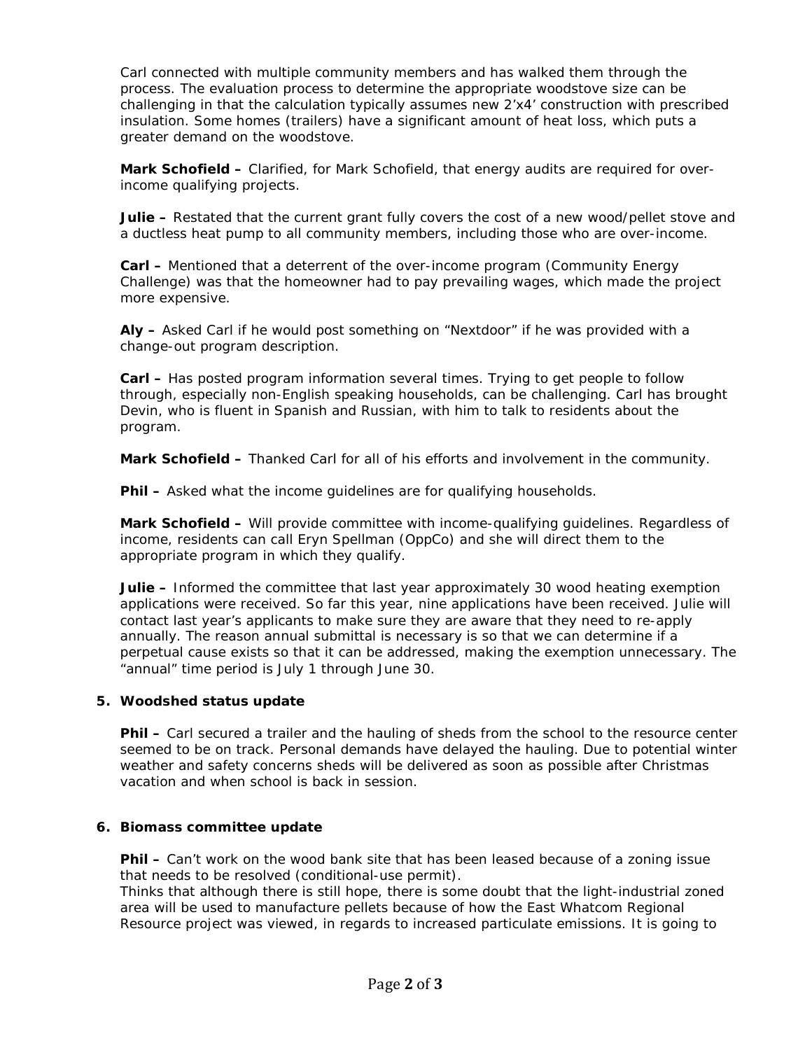Carl connected with multiple community members and has walked them through the process. The evaluation process to determine the appropriate woodstove size can be challenging in that the calculation typically assumes new 2'x4' construction with prescribed insulation. Some homes (trailers) have a significant amount of heat loss, which puts a greater demand on the woodstove.

**Mark Schofield –** Clarified, for Mark Schofield, that energy audits are required for over-income qualifying projects.

**Julie –** Restated that the current grant fully covers the cost of a new wood/pellet stove and a ductless heat pump to all community members, including those who are over-income.

**Carl –** Mentioned that a deterrent of the over-income program (Community Energy Challenge) was that the homeowner had to pay prevailing wages, which made the project more expensive.

**Aly –** Asked Carl if he would post something on "Nextdoor" if he was provided with a change-out program description.

**Carl –** Has posted program information several times. Trying to get people to follow through, especially non-English speaking households, can be challenging. Carl has brought Devin, who is fluent in Spanish and Russian, with him to talk to residents about the program.

**Mark Schofield –** Thanked Carl for all of his efforts and involvement in the community.

**Phil –** Asked what the income guidelines are for qualifying households.

**Mark Schofield –** Will provide committee with income-qualifying guidelines. Regardless of income, residents can call Eryn Spellman (OppCo) and she will direct them to the appropriate program in which they qualify.

**Julie –** Informed the committee that last year approximately 30 wood heating exemption applications were received. So far this year, nine applications have been received. Julie will contact last year's applicants to make sure they are aware that they need to re-apply annually. The reason annual submittal is necessary is so that we can determine if a perpetual cause exists so that it can be addressed, making the exemption unnecessary. The "annual" time period is July 1 through June 30.

**5. Woodshed status update**

**Phil –** Carl secured a trailer and the hauling of sheds from the school to the resource center seemed to be on track. Personal demands have delayed the hauling. Due to potential winter weather and safety concerns sheds will be delivered as soon as possible after Christmas vacation and when school is back in session.

**6. Biomass committee update**

**Phil –** Can't work on the wood bank site that has been leased because of a zoning issue that needs to be resolved (conditional-use permit).
Thinks that although there is still hope, there is some doubt that the light-industrial zoned area will be used to manufacture pellets because of how the East Whatcom Regional Resource project was viewed, in regards to increased particulate emissions. It is going to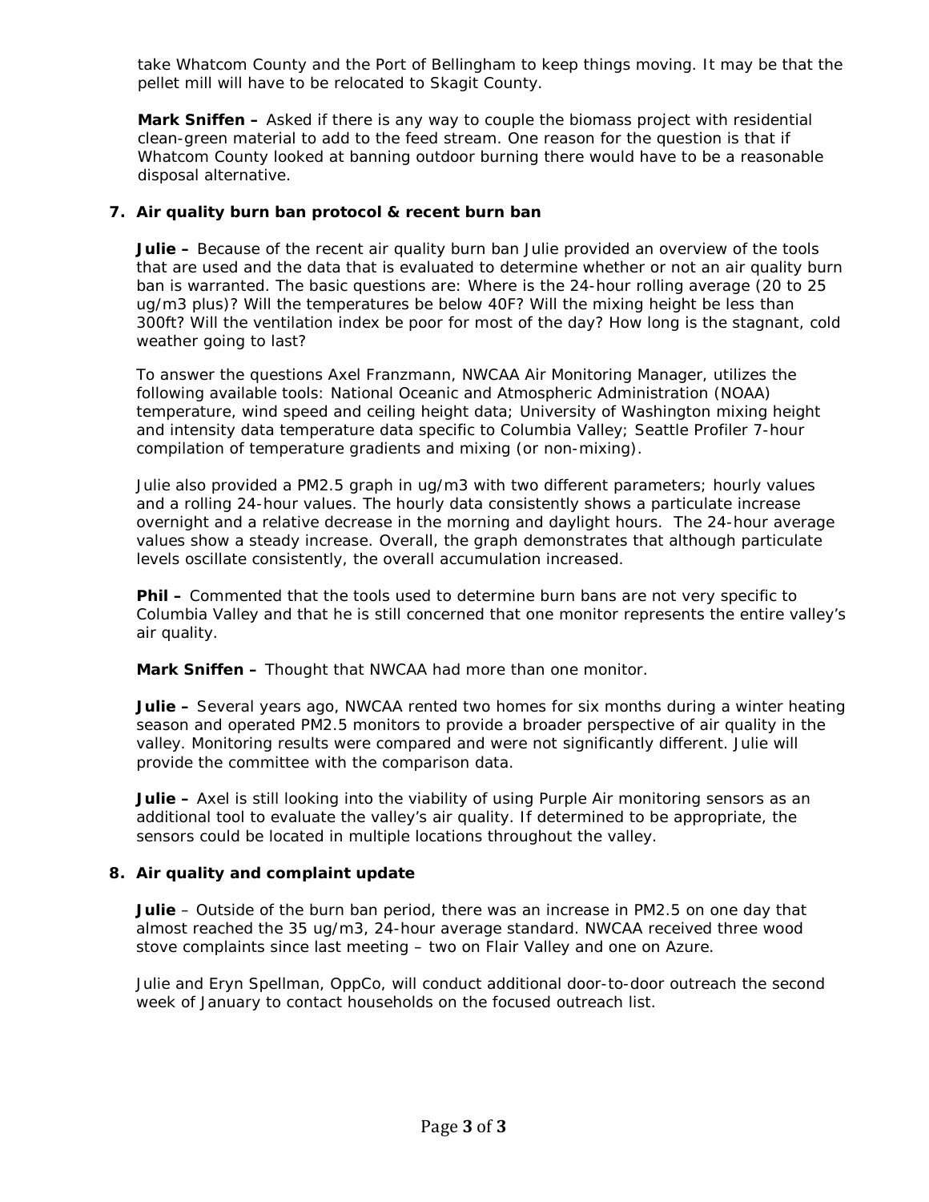take Whatcom County and the Port of Bellingham to keep things moving. It may be that the pellet mill will have to be relocated to Skagit County.

**Mark Sniffen –** Asked if there is any way to couple the biomass project with residential clean-green material to add to the feed stream. One reason for the question is that if Whatcom County looked at banning outdoor burning there would have to be a reasonable disposal alternative.

**7. Air quality burn ban protocol & recent burn ban**

**Julie –** Because of the recent air quality burn ban Julie provided an overview of the tools that are used and the data that is evaluated to determine whether or not an air quality burn ban is warranted. The basic questions are: Where is the 24-hour rolling average (20 to 25 ug/m3 plus)? Will the temperatures be below 40F? Will the mixing height be less than 300ft? Will the ventilation index be poor for most of the day? How long is the stagnant, cold weather going to last?

To answer the questions Axel Franzmann, NWCAA Air Monitoring Manager, utilizes the following available tools: National Oceanic and Atmospheric Administration (NOAA) temperature, wind speed and ceiling height data; University of Washington mixing height and intensity data temperature data specific to Columbia Valley; Seattle Profiler 7-hour compilation of temperature gradients and mixing (or non-mixing).

Julie also provided a PM2.5 graph in ug/m3 with two different parameters; hourly values and a rolling 24-hour values. The hourly data consistently shows a particulate increase overnight and a relative decrease in the morning and daylight hours. The 24-hour average values show a steady increase. Overall, the graph demonstrates that although particulate levels oscillate consistently, the overall accumulation increased.

**Phil –** Commented that the tools used to determine burn bans are not very specific to Columbia Valley and that he is still concerned that one monitor represents the entire valley's air quality.

**Mark Sniffen –** Thought that NWCAA had more than one monitor.

**Julie –** Several years ago, NWCAA rented two homes for six months during a winter heating season and operated PM2.5 monitors to provide a broader perspective of air quality in the valley. Monitoring results were compared and were not significantly different. Julie will provide the committee with the comparison data.

**Julie –** Axel is still looking into the viability of using Purple Air monitoring sensors as an additional tool to evaluate the valley's air quality. If determined to be appropriate, the sensors could be located in multiple locations throughout the valley.

**8. Air quality and complaint update**

**Julie** – Outside of the burn ban period, there was an increase in PM2.5 on one day that almost reached the 35 ug/m3, 24-hour average standard. NWCAA received three wood stove complaints since last meeting – two on Flair Valley and one on Azure.

Julie and Eryn Spellman, OppCo, will conduct additional door-to-door outreach the second week of January to contact households on the focused outreach list.